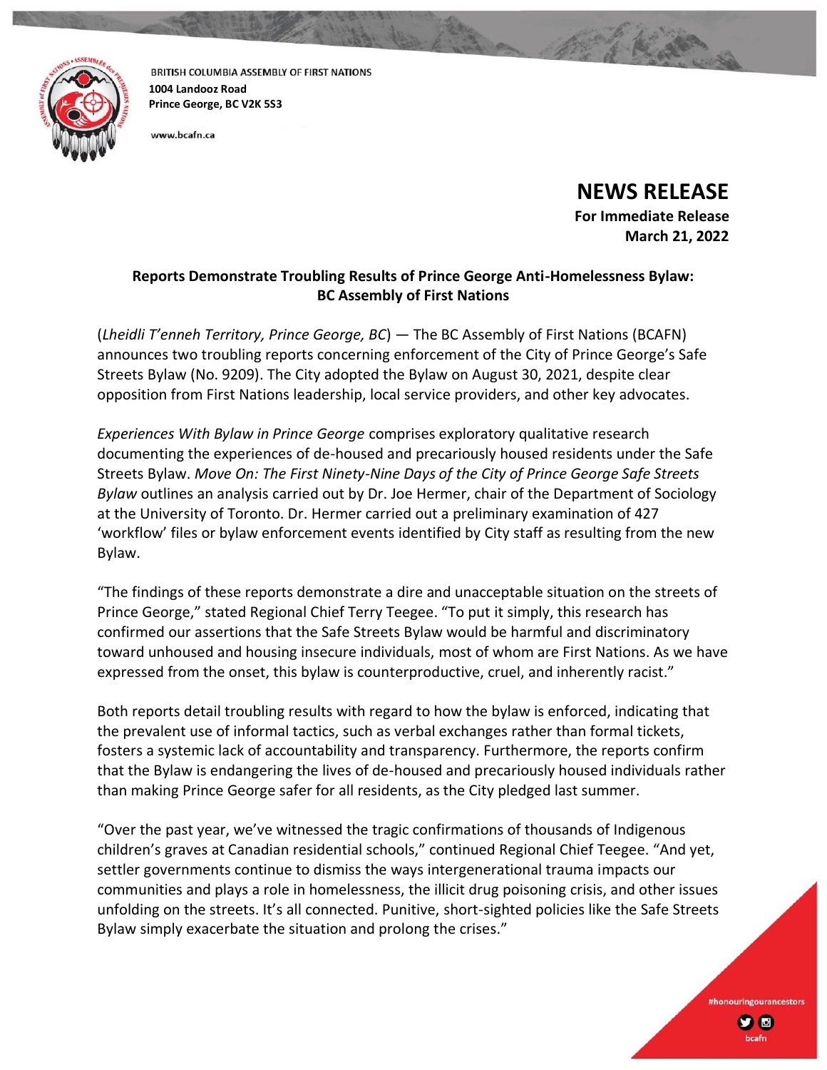BRITISH COLUMBIA ASSEMBLY OF FIRST NATIONS
**1004 Landooz Road**
**Prince George, BC V2K 5S3**

www.bcafn.ca

# NEWS RELEASE

**For Immediate Release**
**March 21, 2022**

## Reports Demonstrate Troubling Results of Prince George Anti-Homelessness Bylaw: BC Assembly of First Nations

(*Lheidli T'enneh Territory, Prince George, BC*) — The BC Assembly of First Nations (BCAFN) announces two troubling reports concerning enforcement of the City of Prince George's Safe Streets Bylaw (No. 9209). The City adopted the Bylaw on August 30, 2021, despite clear opposition from First Nations leadership, local service providers, and other key advocates.

*Experiences With Bylaw in Prince George* comprises exploratory qualitative research documenting the experiences of de-housed and precariously housed residents under the Safe Streets Bylaw. *Move On: The First Ninety-Nine Days of the City of Prince George Safe Streets Bylaw* outlines an analysis carried out by Dr. Joe Hermer, chair of the Department of Sociology at the University of Toronto. Dr. Hermer carried out a preliminary examination of 427 'workflow' files or bylaw enforcement events identified by City staff as resulting from the new Bylaw.

"The findings of these reports demonstrate a dire and unacceptable situation on the streets of Prince George," stated Regional Chief Terry Teegee. "To put it simply, this research has confirmed our assertions that the Safe Streets Bylaw would be harmful and discriminatory toward unhoused and housing insecure individuals, most of whom are First Nations. As we have expressed from the onset, this bylaw is counterproductive, cruel, and inherently racist."

Both reports detail troubling results with regard to how the bylaw is enforced, indicating that the prevalent use of informal tactics, such as verbal exchanges rather than formal tickets, fosters a systemic lack of accountability and transparency. Furthermore, the reports confirm that the Bylaw is endangering the lives of de-housed and precariously housed individuals rather than making Prince George safer for all residents, as the City pledged last summer.

"Over the past year, we've witnessed the tragic confirmations of thousands of Indigenous children's graves at Canadian residential schools," continued Regional Chief Teegee. "And yet, settler governments continue to dismiss the ways intergenerational trauma impacts our communities and plays a role in homelessness, the illicit drug poisoning crisis, and other issues unfolding on the streets. It's all connected. Punitive, short-sighted policies like the Safe Streets Bylaw simply exacerbate the situation and prolong the crises."

#honouringourancestors

bcafn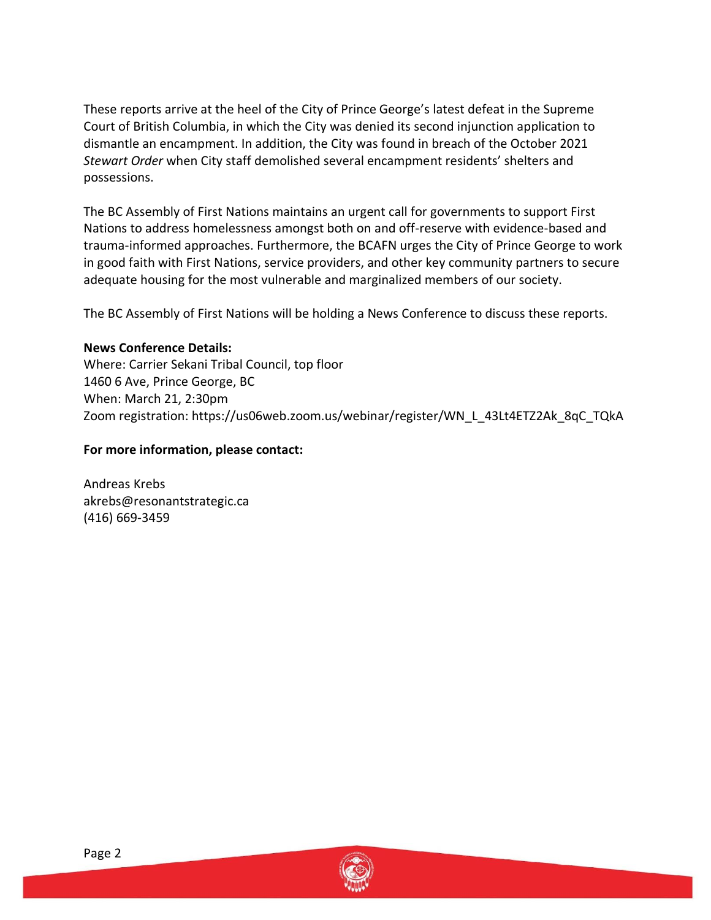These reports arrive at the heel of the City of Prince George's latest defeat in the Supreme Court of British Columbia, in which the City was denied its second injunction application to dismantle an encampment. In addition, the City was found in breach of the October 2021 *Stewart Order* when City staff demolished several encampment residents' shelters and possessions.

The BC Assembly of First Nations maintains an urgent call for governments to support First Nations to address homelessness amongst both on and off-reserve with evidence-based and trauma-informed approaches. Furthermore, the BCAFN urges the City of Prince George to work in good faith with First Nations, service providers, and other key community partners to secure adequate housing for the most vulnerable and marginalized members of our society.

The BC Assembly of First Nations will be holding a News Conference to discuss these reports.

**News Conference Details:**
Where: Carrier Sekani Tribal Council, top floor
1460 6 Ave, Prince George, BC
When: March 21, 2:30pm
Zoom registration: https://us06web.zoom.us/webinar/register/WN_L_43Lt4ETZ2Ak_8qC_TQkA

**For more information, please contact:**

Andreas Krebs
akrebs@resonantstrategic.ca
(416) 669-3459